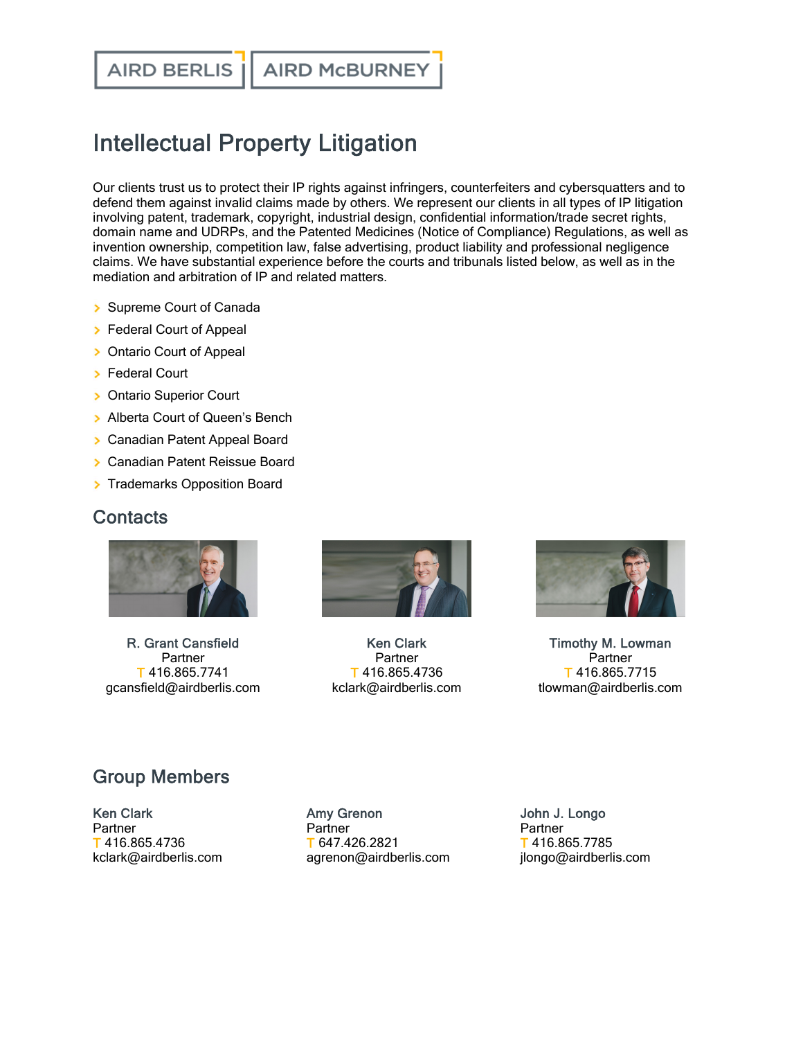AIRD BERLIS | AIRD McBURNEY

# Intellectual Property Litigation

Our clients trust us to protect their IP rights against infringers, counterfeiters and cybersquatters and to defend them against invalid claims made by others. We represent our clients in all types of IP litigation involving patent, trademark, copyright, industrial design, confidential information/trade secret rights, domain name and UDRPs, and the Patented Medicines (Notice of Compliance) Regulations, as well as invention ownership, competition law, false advertising, product liability and professional negligence claims. We have substantial experience before the courts and tribunals listed below, as well as in the mediation and arbitration of IP and related matters.

- Supreme Court of Canada
- Federal Court of Appeal
- Ontario Court of Appeal
- Federal Court
- Ontario Superior Court
- Alberta Court of Queen's Bench
- Canadian Patent Appeal Board
- Canadian Patent Reissue Board
- Trademarks Opposition Board

## Contacts

**R. Grant Cansfield**
Partner
T 416.865.7741
gcansfield@airdberlis.com

**Ken Clark**
Partner
T 416.865.4736
kclark@airdberlis.com

**Timothy M. Lowman**
Partner
T 416.865.7715
tlowman@airdberlis.com

## Group Members

**Ken Clark**
Partner
T 416.865.4736
kclark@airdberlis.com

**Amy Grenon**
Partner
T 647.426.2821
agrenon@airdberlis.com

**John J. Longo**
Partner
T 416.865.7785
jlongo@airdberlis.com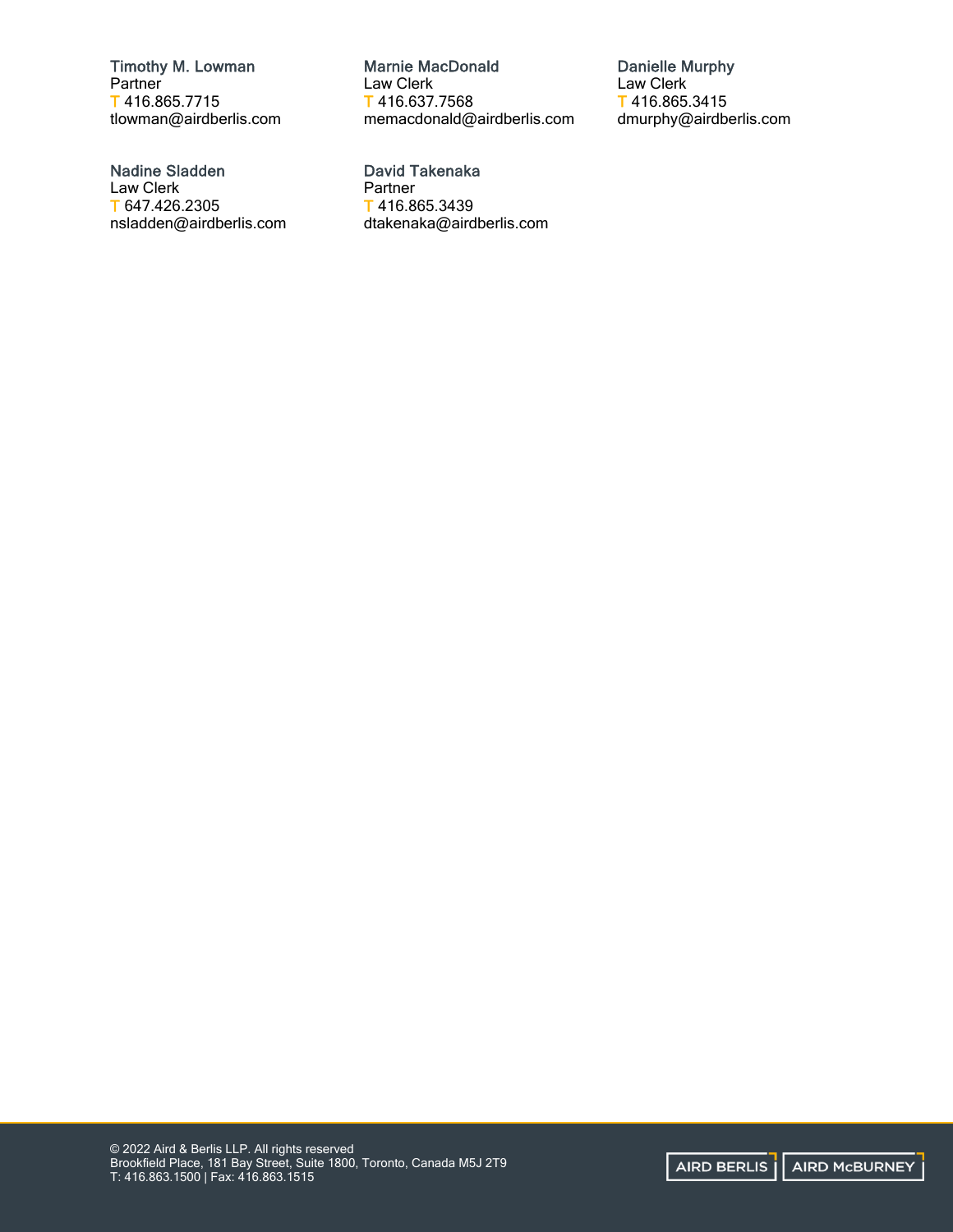**Timothy M. Lowman**
Partner
T 416.865.7715
tlowman@airdberlis.com

**Marnie MacDonald**
Law Clerk
T 416.637.7568
memacdonald@airdberlis.com

**Danielle Murphy**
Law Clerk
T 416.865.3415
dmurphy@airdberlis.com

**Nadine Sladden**
Law Clerk
T 647.426.2305
nsladden@airdberlis.com

**David Takenaka**
Partner
T 416.865.3439
dtakenaka@airdberlis.com

© 2022 Aird & Berlis LLP. All rights reserved
Brookfield Place, 181 Bay Street, Suite 1800, Toronto, Canada M5J 2T9
T: 416.863.1500 | Fax: 416.863.1515

AIRD BERLIS | AIRD McBURNEY